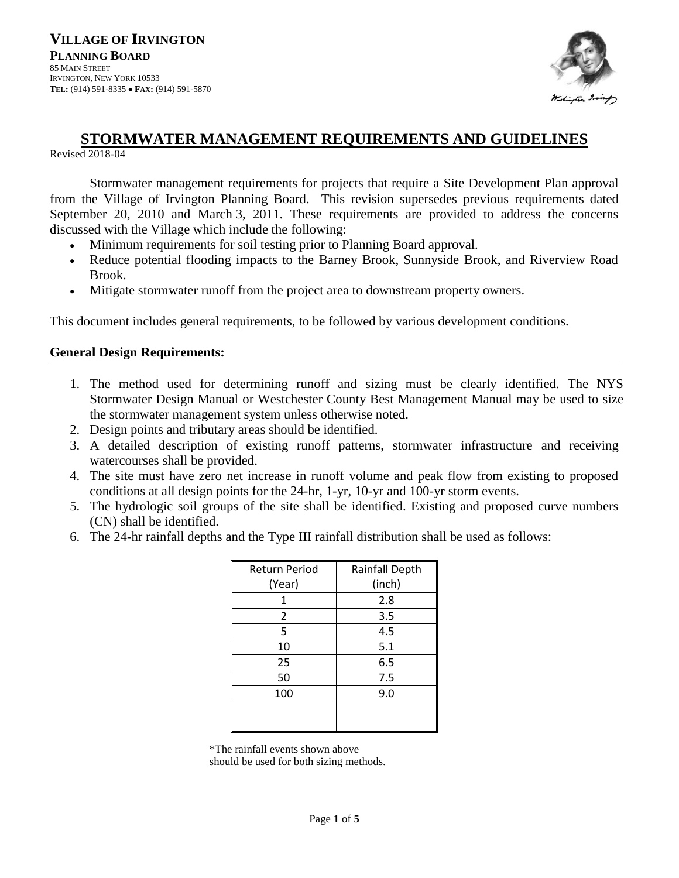**VILLAGE OF IRVINGTON**
**PLANNING BOARD**
85 MAIN STREET
IRVINGTON, NEW YORK 10533
**TEL:** (914) 591-8335 • **FAX:** (914) 591-5870

# STORMWATER MANAGEMENT REQUIREMENTS AND GUIDELINES

Revised 2018-04

Stormwater management requirements for projects that require a Site Development Plan approval from the Village of Irvington Planning Board. This revision supersedes previous requirements dated September 20, 2010 and March 3, 2011. These requirements are provided to address the concerns discussed with the Village which include the following:

- Minimum requirements for soil testing prior to Planning Board approval.
- Reduce potential flooding impacts to the Barney Brook, Sunnyside Brook, and Riverview Road Brook.
- Mitigate stormwater runoff from the project area to downstream property owners.

This document includes general requirements, to be followed by various development conditions.

## General Design Requirements:

1. The method used for determining runoff and sizing must be clearly identified. The NYS Stormwater Design Manual or Westchester County Best Management Manual may be used to size the stormwater management system unless otherwise noted.
2. Design points and tributary areas should be identified.
3. A detailed description of existing runoff patterns, stormwater infrastructure and receiving watercourses shall be provided.
4. The site must have zero net increase in runoff volume and peak flow from existing to proposed conditions at all design points for the 24-hr, 1-yr, 10-yr and 100-yr storm events.
5. The hydrologic soil groups of the site shall be identified. Existing and proposed curve numbers (CN) shall be identified.
6. The 24-hr rainfall depths and the Type III rainfall distribution shall be used as follows:

| Return Period (Year) | Rainfall Depth (inch) |
|---|---|
| 1 | 2.8 |
| 2 | 3.5 |
| 5 | 4.5 |
| 10 | 5.1 |
| 25 | 6.5 |
| 50 | 7.5 |
| 100 | 9.0 |
| | |

*The rainfall events shown above should be used for both sizing methods.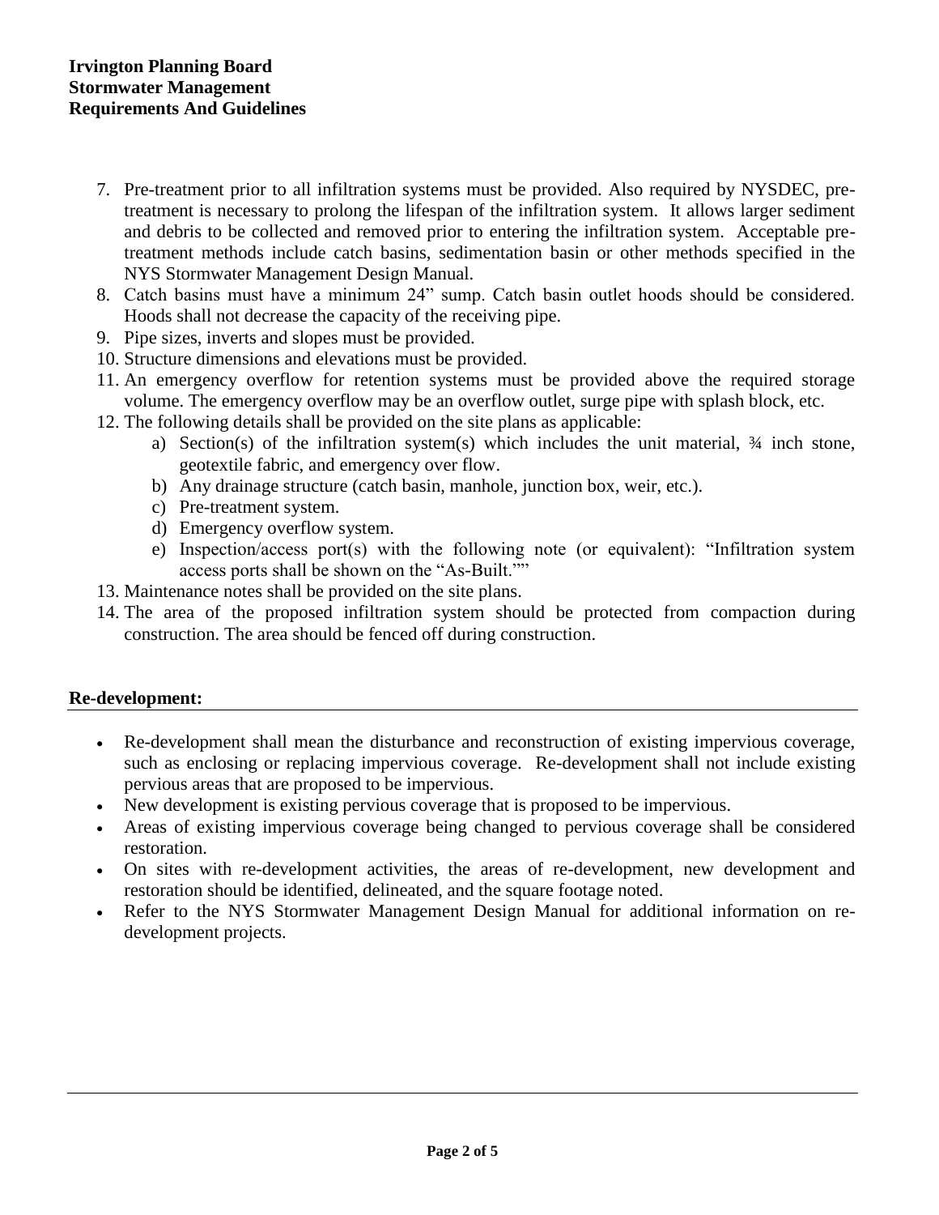7. Pre-treatment prior to all infiltration systems must be provided. Also required by NYSDEC, pre-treatment is necessary to prolong the lifespan of the infiltration system. It allows larger sediment and debris to be collected and removed prior to entering the infiltration system. Acceptable pre-treatment methods include catch basins, sedimentation basin or other methods specified in the NYS Stormwater Management Design Manual.
8. Catch basins must have a minimum 24" sump. Catch basin outlet hoods should be considered. Hoods shall not decrease the capacity of the receiving pipe.
9. Pipe sizes, inverts and slopes must be provided.
10. Structure dimensions and elevations must be provided.
11. An emergency overflow for retention systems must be provided above the required storage volume. The emergency overflow may be an overflow outlet, surge pipe with splash block, etc.
12. The following details shall be provided on the site plans as applicable:
    a) Section(s) of the infiltration system(s) which includes the unit material, ¾ inch stone, geotextile fabric, and emergency over flow.
    b) Any drainage structure (catch basin, manhole, junction box, weir, etc.).
    c) Pre-treatment system.
    d) Emergency overflow system.
    e) Inspection/access port(s) with the following note (or equivalent): "Infiltration system access ports shall be shown on the "As-Built.""
13. Maintenance notes shall be provided on the site plans.
14. The area of the proposed infiltration system should be protected from compaction during construction. The area should be fenced off during construction.

## Re-development:

- Re-development shall mean the disturbance and reconstruction of existing impervious coverage, such as enclosing or replacing impervious coverage. Re-development shall not include existing pervious areas that are proposed to be impervious.
- New development is existing pervious coverage that is proposed to be impervious.
- Areas of existing impervious coverage being changed to pervious coverage shall be considered restoration.
- On sites with re-development activities, the areas of re-development, new development and restoration should be identified, delineated, and the square footage noted.
- Refer to the NYS Stormwater Management Design Manual for additional information on re-development projects.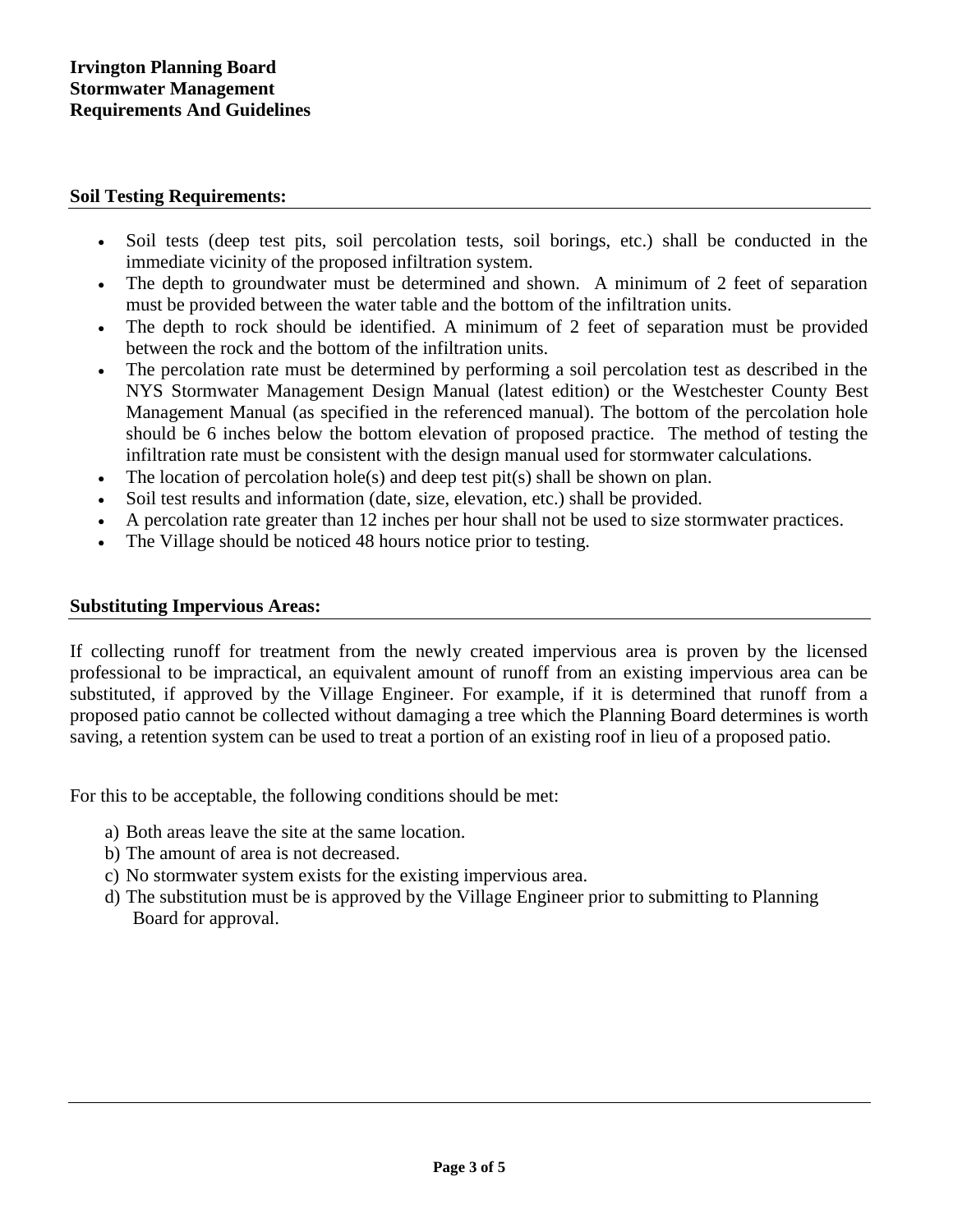**Irvington Planning Board**
**Stormwater Management**
**Requirements And Guidelines**

## Soil Testing Requirements:

- Soil tests (deep test pits, soil percolation tests, soil borings, etc.) shall be conducted in the immediate vicinity of the proposed infiltration system.
- The depth to groundwater must be determined and shown. A minimum of 2 feet of separation must be provided between the water table and the bottom of the infiltration units.
- The depth to rock should be identified. A minimum of 2 feet of separation must be provided between the rock and the bottom of the infiltration units.
- The percolation rate must be determined by performing a soil percolation test as described in the NYS Stormwater Management Design Manual (latest edition) or the Westchester County Best Management Manual (as specified in the referenced manual). The bottom of the percolation hole should be 6 inches below the bottom elevation of proposed practice. The method of testing the infiltration rate must be consistent with the design manual used for stormwater calculations.
- The location of percolation hole(s) and deep test pit(s) shall be shown on plan.
- Soil test results and information (date, size, elevation, etc.) shall be provided.
- A percolation rate greater than 12 inches per hour shall not be used to size stormwater practices.
- The Village should be noticed 48 hours notice prior to testing.

## Substituting Impervious Areas:

If collecting runoff for treatment from the newly created impervious area is proven by the licensed professional to be impractical, an equivalent amount of runoff from an existing impervious area can be substituted, if approved by the Village Engineer. For example, if it is determined that runoff from a proposed patio cannot be collected without damaging a tree which the Planning Board determines is worth saving, a retention system can be used to treat a portion of an existing roof in lieu of a proposed patio.

For this to be acceptable, the following conditions should be met:

a) Both areas leave the site at the same location.
b) The amount of area is not decreased.
c) No stormwater system exists for the existing impervious area.
d) The substitution must be is approved by the Village Engineer prior to submitting to Planning Board for approval.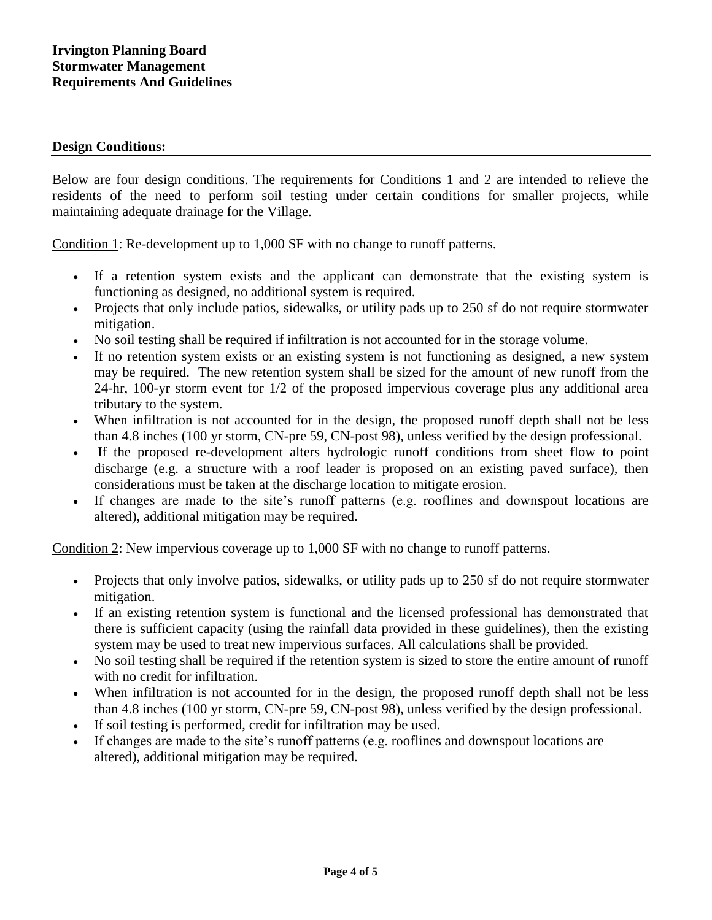**Irvington Planning Board**
**Stormwater Management**
**Requirements And Guidelines**

## Design Conditions:

Below are four design conditions. The requirements for Conditions 1 and 2 are intended to relieve the residents of the need to perform soil testing under certain conditions for smaller projects, while maintaining adequate drainage for the Village.

Condition 1: Re-development up to 1,000 SF with no change to runoff patterns.

- If a retention system exists and the applicant can demonstrate that the existing system is functioning as designed, no additional system is required.
- Projects that only include patios, sidewalks, or utility pads up to 250 sf do not require stormwater mitigation.
- No soil testing shall be required if infiltration is not accounted for in the storage volume.
- If no retention system exists or an existing system is not functioning as designed, a new system may be required. The new retention system shall be sized for the amount of new runoff from the 24-hr, 100-yr storm event for 1/2 of the proposed impervious coverage plus any additional area tributary to the system.
- When infiltration is not accounted for in the design, the proposed runoff depth shall not be less than 4.8 inches (100 yr storm, CN-pre 59, CN-post 98), unless verified by the design professional.
- If the proposed re-development alters hydrologic runoff conditions from sheet flow to point discharge (e.g. a structure with a roof leader is proposed on an existing paved surface), then considerations must be taken at the discharge location to mitigate erosion.
- If changes are made to the site's runoff patterns (e.g. rooflines and downspout locations are altered), additional mitigation may be required.

Condition 2: New impervious coverage up to 1,000 SF with no change to runoff patterns.

- Projects that only involve patios, sidewalks, or utility pads up to 250 sf do not require stormwater mitigation.
- If an existing retention system is functional and the licensed professional has demonstrated that there is sufficient capacity (using the rainfall data provided in these guidelines), then the existing system may be used to treat new impervious surfaces. All calculations shall be provided.
- No soil testing shall be required if the retention system is sized to store the entire amount of runoff with no credit for infiltration.
- When infiltration is not accounted for in the design, the proposed runoff depth shall not be less than 4.8 inches (100 yr storm, CN-pre 59, CN-post 98), unless verified by the design professional.
- If soil testing is performed, credit for infiltration may be used.
- If changes are made to the site's runoff patterns (e.g. rooflines and downspout locations are altered), additional mitigation may be required.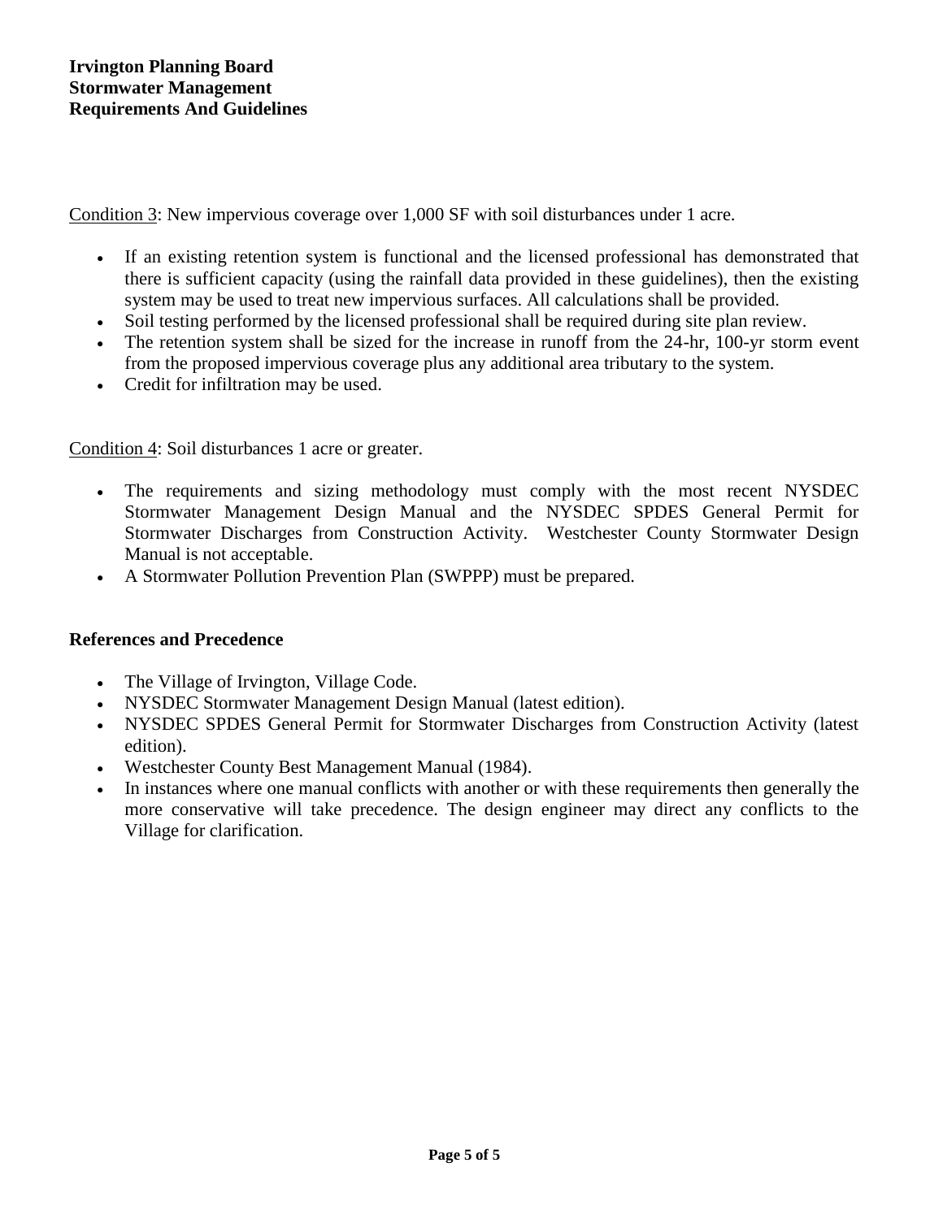Condition 3: New impervious coverage over 1,000 SF with soil disturbances under 1 acre.

- If an existing retention system is functional and the licensed professional has demonstrated that there is sufficient capacity (using the rainfall data provided in these guidelines), then the existing system may be used to treat new impervious surfaces. All calculations shall be provided.
- Soil testing performed by the licensed professional shall be required during site plan review.
- The retention system shall be sized for the increase in runoff from the 24-hr, 100-yr storm event from the proposed impervious coverage plus any additional area tributary to the system.
- Credit for infiltration may be used.

Condition 4: Soil disturbances 1 acre or greater.

- The requirements and sizing methodology must comply with the most recent NYSDEC Stormwater Management Design Manual and the NYSDEC SPDES General Permit for Stormwater Discharges from Construction Activity. Westchester County Stormwater Design Manual is not acceptable.
- A Stormwater Pollution Prevention Plan (SWPPP) must be prepared.

**References and Precedence**

- The Village of Irvington, Village Code.
- NYSDEC Stormwater Management Design Manual (latest edition).
- NYSDEC SPDES General Permit for Stormwater Discharges from Construction Activity (latest edition).
- Westchester County Best Management Manual (1984).
- In instances where one manual conflicts with another or with these requirements then generally the more conservative will take precedence. The design engineer may direct any conflicts to the Village for clarification.